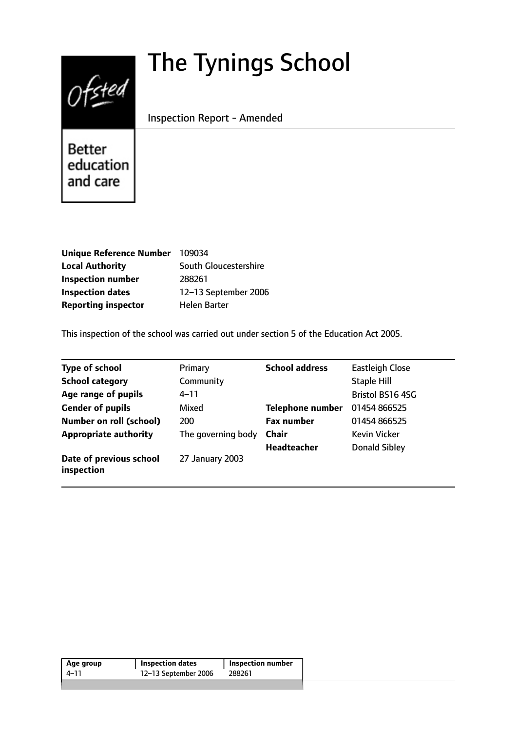# The Tynings School

Inspection Report - Amended

Better education and care

| | |
|---|---|
| **Unique Reference Number** | 109034 |
| **Local Authority** | South Gloucestershire |
| **Inspection number** | 288261 |
| **Inspection dates** | 12–13 September 2006 |
| **Reporting inspector** | Helen Barter |

This inspection of the school was carried out under section 5 of the Education Act 2005.

| | | | |
|---|---|---|---|
| **Type of school** | Primary | **School address** | Eastleigh Close |
| **School category** | Community | | Staple Hill |
| **Age range of pupils** | 4–11 | | Bristol BS16 4SG |
| **Gender of pupils** | Mixed | **Telephone number** | 01454 866525 |
| **Number on roll (school)** | 200 | **Fax number** | 01454 866525 |
| **Appropriate authority** | The governing body | **Chair** | Kevin Vicker |
| | | **Headteacher** | Donald Sibley |
| **Date of previous school inspection** | 27 January 2003 | | |

| Age group | Inspection dates | Inspection number |
|---|---|---|
| 4–11 | 12–13 September 2006 | 288261 |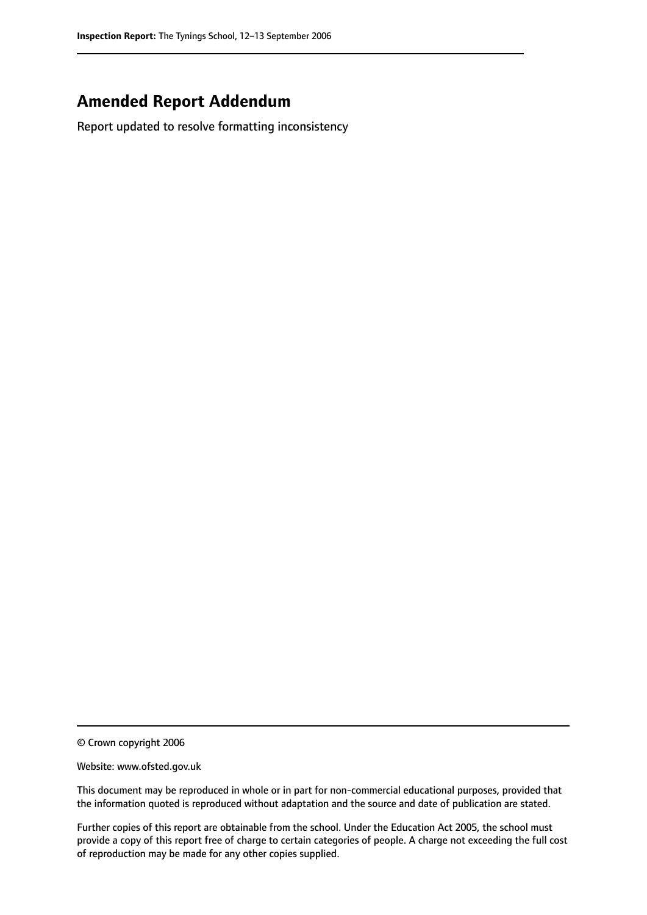## Amended Report Addendum

Report updated to resolve formatting inconsistency

© Crown copyright 2006

Website: www.ofsted.gov.uk

This document may be reproduced in whole or in part for non-commercial educational purposes, provided that the information quoted is reproduced without adaptation and the source and date of publication are stated.

Further copies of this report are obtainable from the school. Under the Education Act 2005, the school must provide a copy of this report free of charge to certain categories of people. A charge not exceeding the full cost of reproduction may be made for any other copies supplied.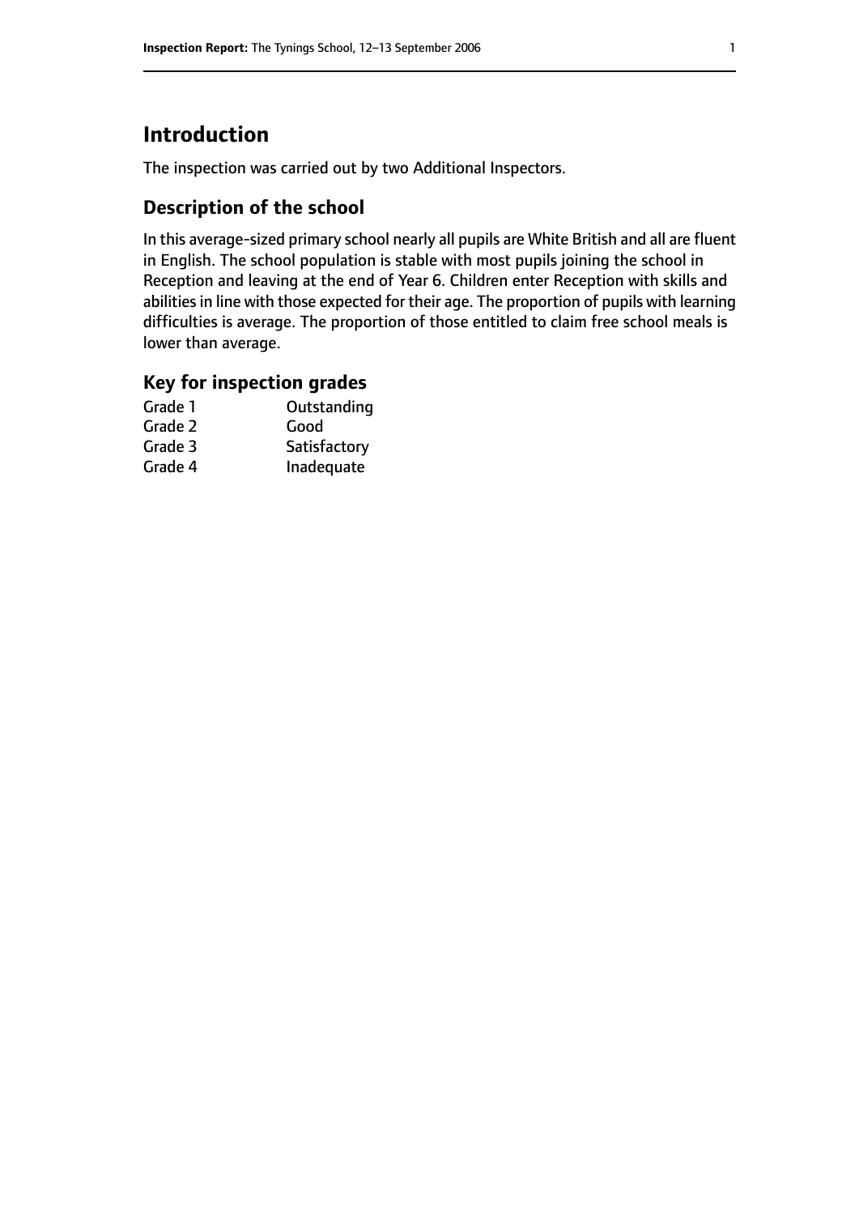# Introduction

The inspection was carried out by two Additional Inspectors.

## Description of the school

In this average-sized primary school nearly all pupils are White British and all are fluent in English. The school population is stable with most pupils joining the school in Reception and leaving at the end of Year 6. Children enter Reception with skills and abilities in line with those expected for their age. The proportion of pupils with learning difficulties is average. The proportion of those entitled to claim free school meals is lower than average.

## Key for inspection grades

| | |
|---|---|
| Grade 1 | Outstanding |
| Grade 2 | Good |
| Grade 3 | Satisfactory |
| Grade 4 | Inadequate |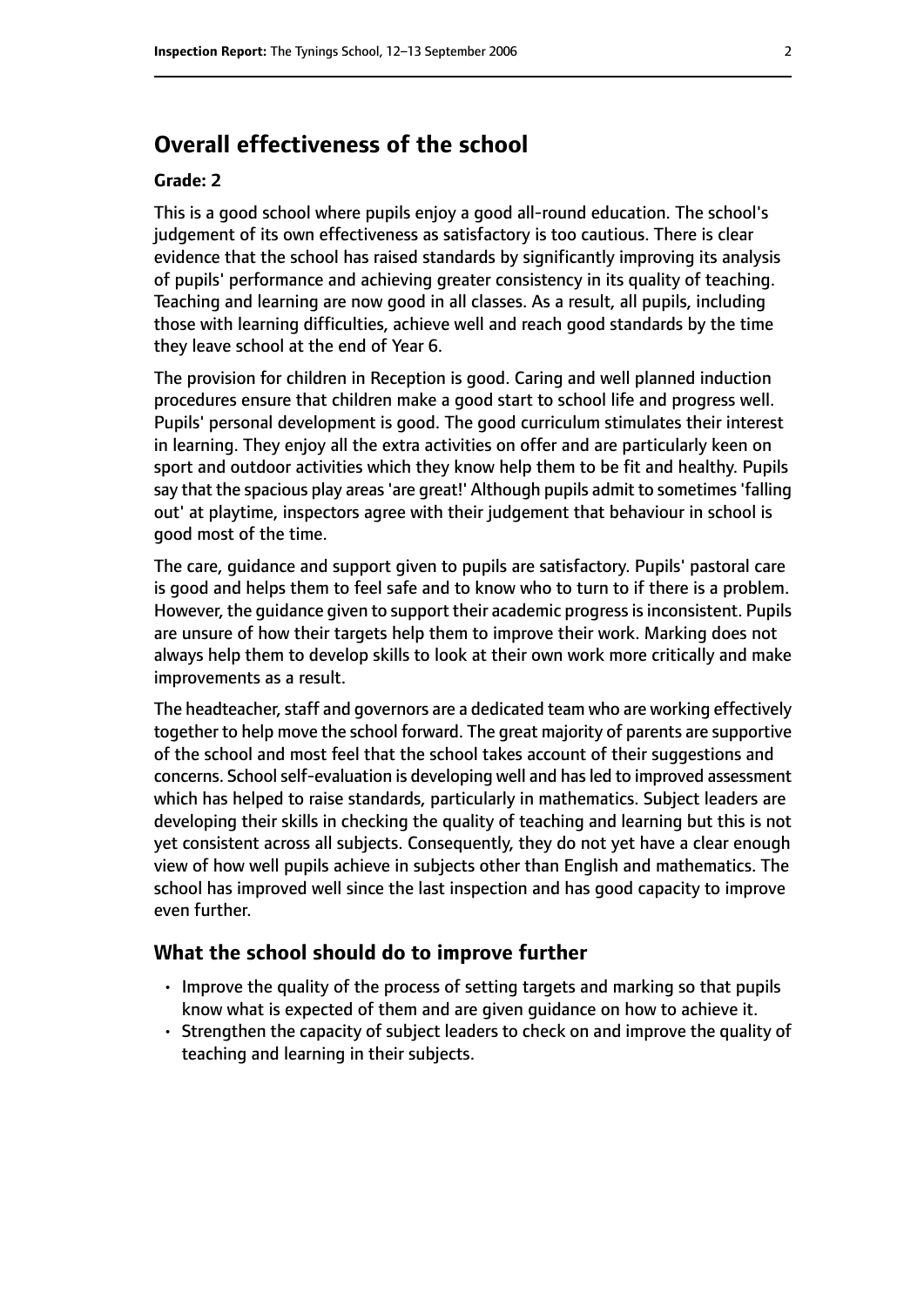## Overall effectiveness of the school

**Grade: 2**

This is a good school where pupils enjoy a good all-round education. The school's judgement of its own effectiveness as satisfactory is too cautious. There is clear evidence that the school has raised standards by significantly improving its analysis of pupils' performance and achieving greater consistency in its quality of teaching. Teaching and learning are now good in all classes. As a result, all pupils, including those with learning difficulties, achieve well and reach good standards by the time they leave school at the end of Year 6.

The provision for children in Reception is good. Caring and well planned induction procedures ensure that children make a good start to school life and progress well. Pupils' personal development is good. The good curriculum stimulates their interest in learning. They enjoy all the extra activities on offer and are particularly keen on sport and outdoor activities which they know help them to be fit and healthy. Pupils say that the spacious play areas 'are great!' Although pupils admit to sometimes 'falling out' at playtime, inspectors agree with their judgement that behaviour in school is good most of the time.

The care, guidance and support given to pupils are satisfactory. Pupils' pastoral care is good and helps them to feel safe and to know who to turn to if there is a problem. However, the guidance given to support their academic progress is inconsistent. Pupils are unsure of how their targets help them to improve their work. Marking does not always help them to develop skills to look at their own work more critically and make improvements as a result.

The headteacher, staff and governors are a dedicated team who are working effectively together to help move the school forward. The great majority of parents are supportive of the school and most feel that the school takes account of their suggestions and concerns. School self-evaluation is developing well and has led to improved assessment which has helped to raise standards, particularly in mathematics. Subject leaders are developing their skills in checking the quality of teaching and learning but this is not yet consistent across all subjects. Consequently, they do not yet have a clear enough view of how well pupils achieve in subjects other than English and mathematics. The school has improved well since the last inspection and has good capacity to improve even further.

### What the school should do to improve further

- Improve the quality of the process of setting targets and marking so that pupils know what is expected of them and are given guidance on how to achieve it.
- Strengthen the capacity of subject leaders to check on and improve the quality of teaching and learning in their subjects.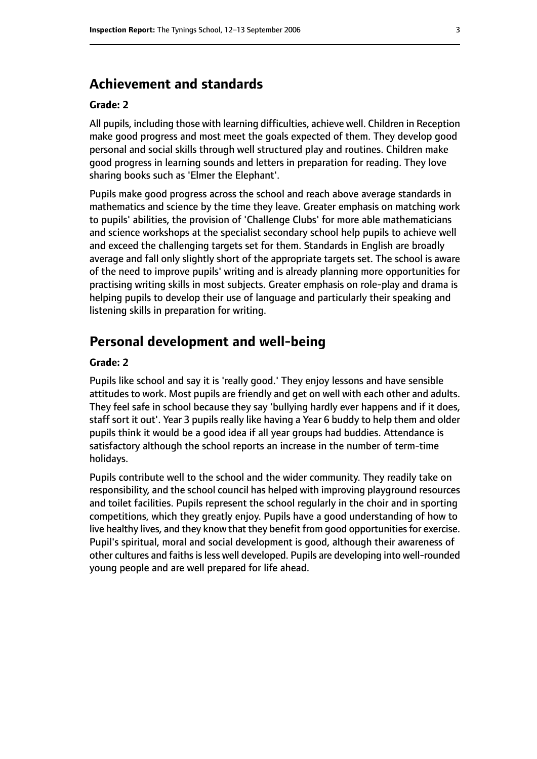## Achievement and standards

**Grade: 2**

All pupils, including those with learning difficulties, achieve well. Children in Reception make good progress and most meet the goals expected of them. They develop good personal and social skills through well structured play and routines. Children make good progress in learning sounds and letters in preparation for reading. They love sharing books such as 'Elmer the Elephant'.

Pupils make good progress across the school and reach above average standards in mathematics and science by the time they leave. Greater emphasis on matching work to pupils' abilities, the provision of 'Challenge Clubs' for more able mathematicians and science workshops at the specialist secondary school help pupils to achieve well and exceed the challenging targets set for them. Standards in English are broadly average and fall only slightly short of the appropriate targets set. The school is aware of the need to improve pupils' writing and is already planning more opportunities for practising writing skills in most subjects. Greater emphasis on role-play and drama is helping pupils to develop their use of language and particularly their speaking and listening skills in preparation for writing.

## Personal development and well-being

**Grade: 2**

Pupils like school and say it is 'really good.' They enjoy lessons and have sensible attitudes to work. Most pupils are friendly and get on well with each other and adults. They feel safe in school because they say 'bullying hardly ever happens and if it does, staff sort it out'. Year 3 pupils really like having a Year 6 buddy to help them and older pupils think it would be a good idea if all year groups had buddies. Attendance is satisfactory although the school reports an increase in the number of term-time holidays.

Pupils contribute well to the school and the wider community. They readily take on responsibility, and the school council has helped with improving playground resources and toilet facilities. Pupils represent the school regularly in the choir and in sporting competitions, which they greatly enjoy. Pupils have a good understanding of how to live healthy lives, and they know that they benefit from good opportunities for exercise. Pupil's spiritual, moral and social development is good, although their awareness of other cultures and faiths is less well developed. Pupils are developing into well-rounded young people and are well prepared for life ahead.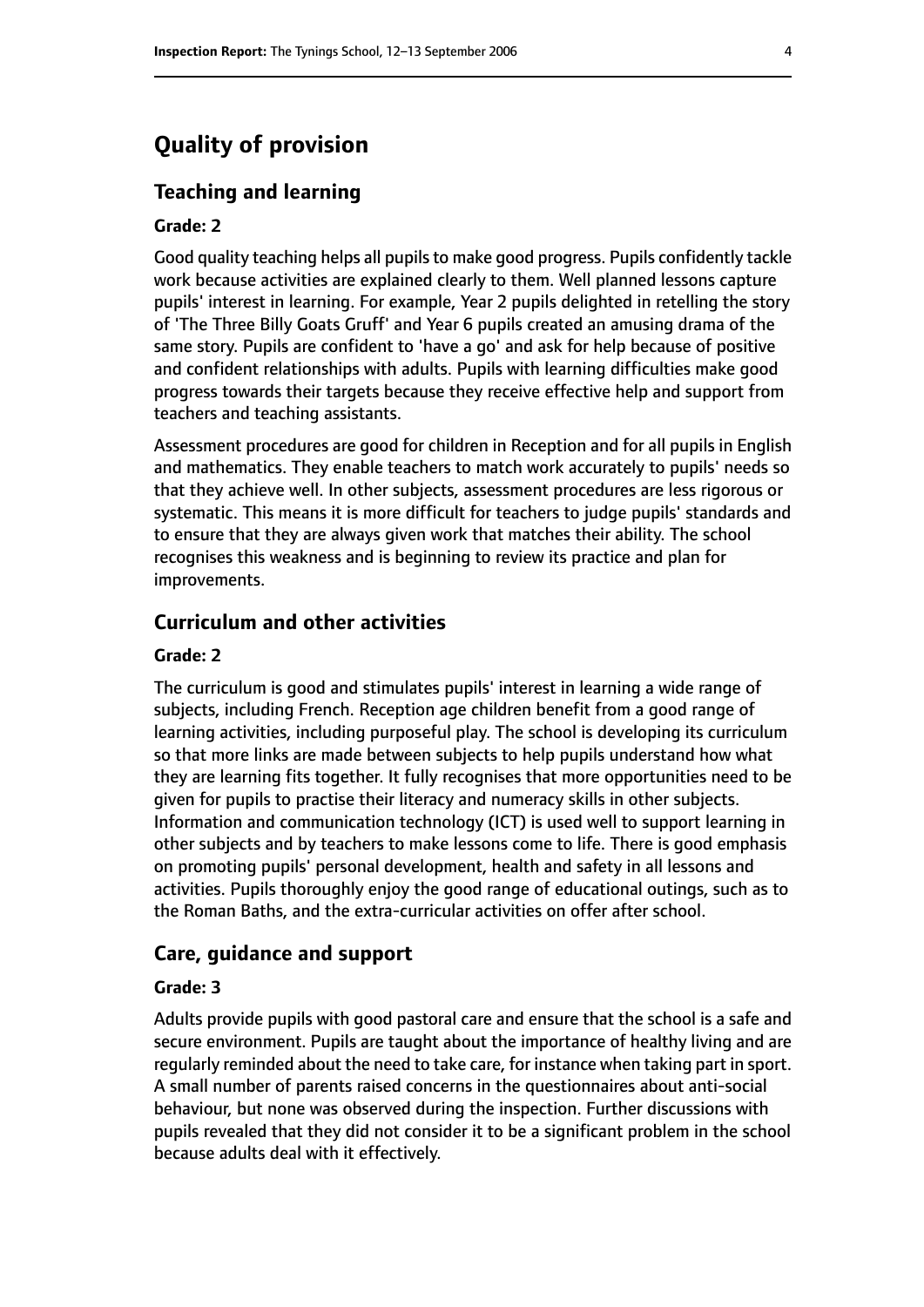# Quality of provision

## Teaching and learning

### Grade: 2

Good quality teaching helps all pupils to make good progress. Pupils confidently tackle work because activities are explained clearly to them. Well planned lessons capture pupils' interest in learning. For example, Year 2 pupils delighted in retelling the story of 'The Three Billy Goats Gruff' and Year 6 pupils created an amusing drama of the same story. Pupils are confident to 'have a go' and ask for help because of positive and confident relationships with adults. Pupils with learning difficulties make good progress towards their targets because they receive effective help and support from teachers and teaching assistants.

Assessment procedures are good for children in Reception and for all pupils in English and mathematics. They enable teachers to match work accurately to pupils' needs so that they achieve well. In other subjects, assessment procedures are less rigorous or systematic. This means it is more difficult for teachers to judge pupils' standards and to ensure that they are always given work that matches their ability. The school recognises this weakness and is beginning to review its practice and plan for improvements.

## Curriculum and other activities

### Grade: 2

The curriculum is good and stimulates pupils' interest in learning a wide range of subjects, including French. Reception age children benefit from a good range of learning activities, including purposeful play. The school is developing its curriculum so that more links are made between subjects to help pupils understand how what they are learning fits together. It fully recognises that more opportunities need to be given for pupils to practise their literacy and numeracy skills in other subjects. Information and communication technology (ICT) is used well to support learning in other subjects and by teachers to make lessons come to life. There is good emphasis on promoting pupils' personal development, health and safety in all lessons and activities. Pupils thoroughly enjoy the good range of educational outings, such as to the Roman Baths, and the extra-curricular activities on offer after school.

## Care, guidance and support

### Grade: 3

Adults provide pupils with good pastoral care and ensure that the school is a safe and secure environment. Pupils are taught about the importance of healthy living and are regularly reminded about the need to take care, for instance when taking part in sport. A small number of parents raised concerns in the questionnaires about anti-social behaviour, but none was observed during the inspection. Further discussions with pupils revealed that they did not consider it to be a significant problem in the school because adults deal with it effectively.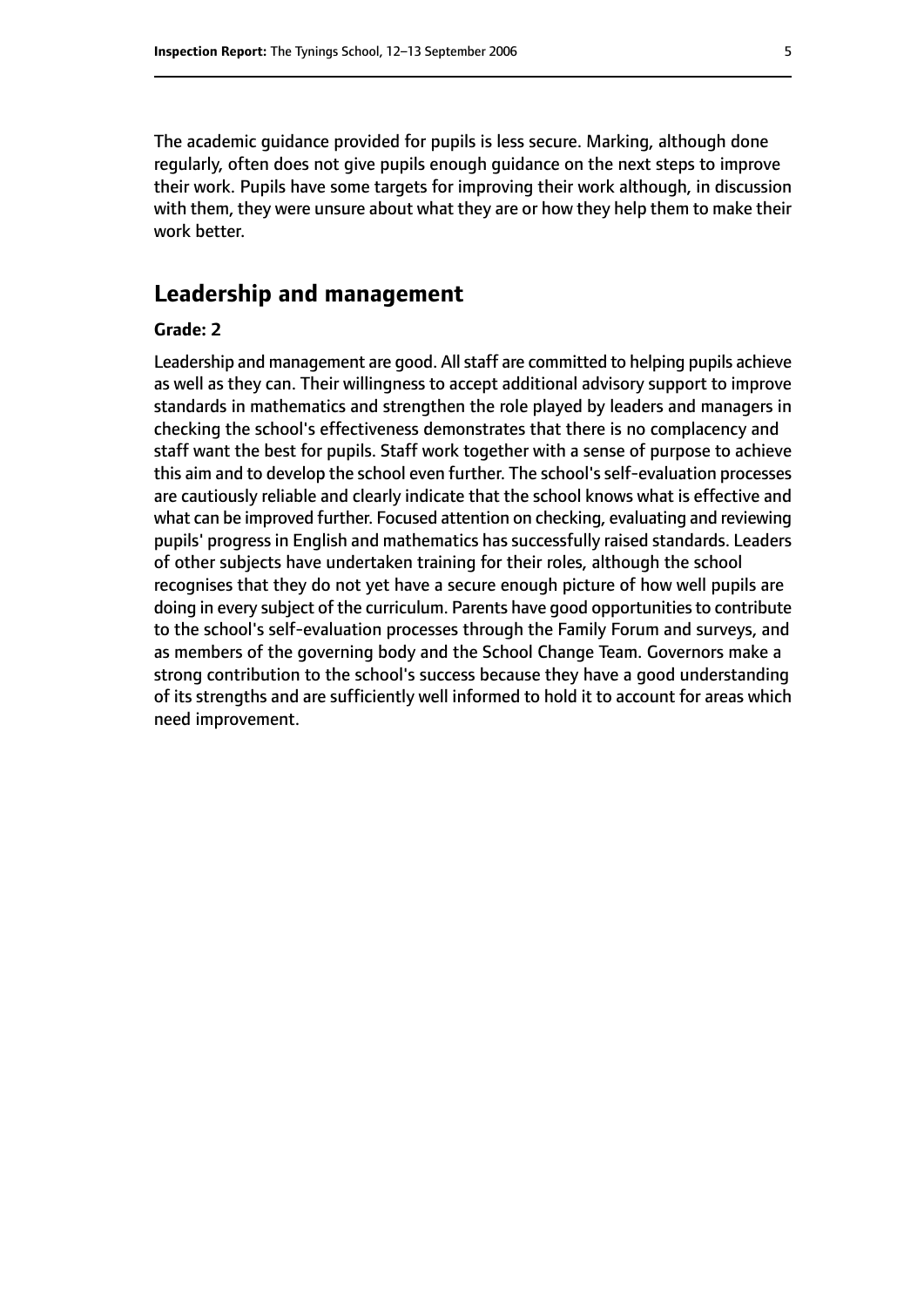The academic guidance provided for pupils is less secure. Marking, although done regularly, often does not give pupils enough guidance on the next steps to improve their work. Pupils have some targets for improving their work although, in discussion with them, they were unsure about what they are or how they help them to make their work better.

## Leadership and management

**Grade: 2**

Leadership and management are good. All staff are committed to helping pupils achieve as well as they can. Their willingness to accept additional advisory support to improve standards in mathematics and strengthen the role played by leaders and managers in checking the school's effectiveness demonstrates that there is no complacency and staff want the best for pupils. Staff work together with a sense of purpose to achieve this aim and to develop the school even further. The school's self-evaluation processes are cautiously reliable and clearly indicate that the school knows what is effective and what can be improved further. Focused attention on checking, evaluating and reviewing pupils' progress in English and mathematics has successfully raised standards. Leaders of other subjects have undertaken training for their roles, although the school recognises that they do not yet have a secure enough picture of how well pupils are doing in every subject of the curriculum. Parents have good opportunities to contribute to the school's self-evaluation processes through the Family Forum and surveys, and as members of the governing body and the School Change Team. Governors make a strong contribution to the school's success because they have a good understanding of its strengths and are sufficiently well informed to hold it to account for areas which need improvement.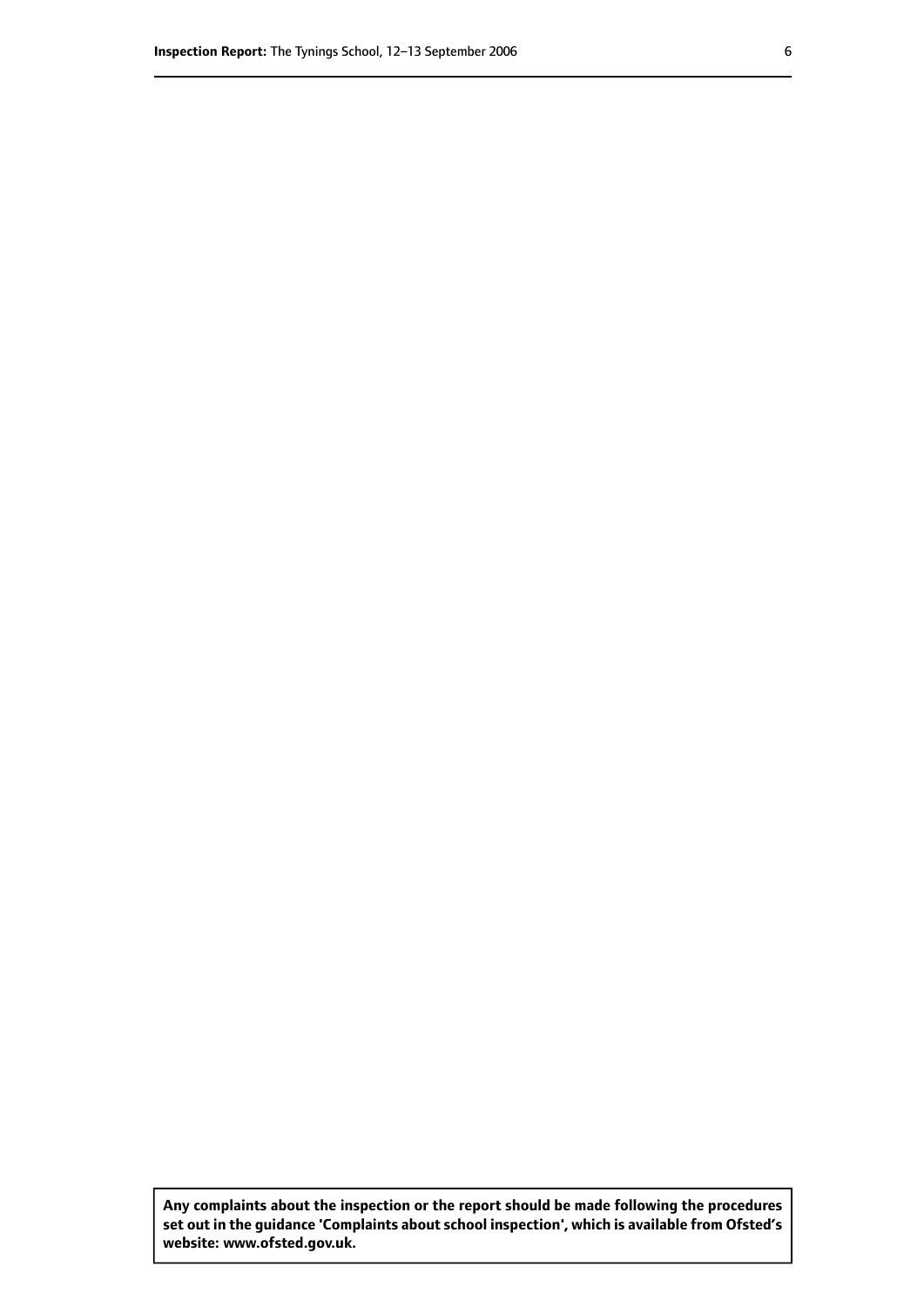**Any complaints about the inspection or the report should be made following the procedures set out in the guidance 'Complaints about school inspection', which is available from Ofsted's website: www.ofsted.gov.uk.**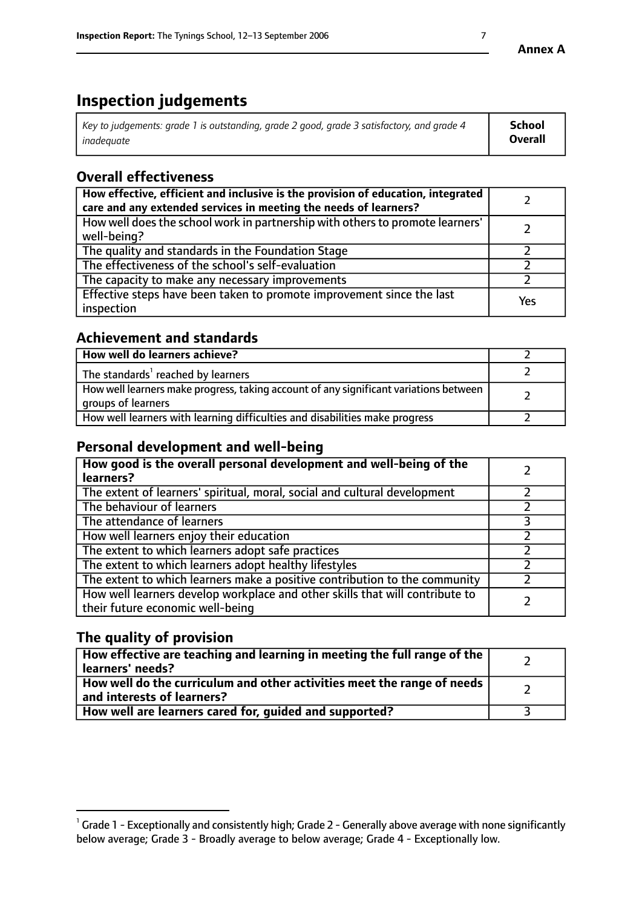# Inspection judgements

| *Key to judgements: grade 1 is outstanding, grade 2 good, grade 3 satisfactory, and grade 4 inadequate* | **School Overall** |
|---|---|

## Overall effectiveness

| | |
|---|---|
| **How effective, efficient and inclusive is the provision of education, integrated care and any extended services in meeting the needs of learners?** | 2 |
| How well does the school work in partnership with others to promote learners' well-being? | 2 |
| The quality and standards in the Foundation Stage | 2 |
| The effectiveness of the school's self-evaluation | 2 |
| The capacity to make any necessary improvements | 2 |
| Effective steps have been taken to promote improvement since the last inspection | Yes |

## Achievement and standards

| | |
|---|---|
| **How well do learners achieve?** | 2 |
| The standards[1] reached by learners | 2 |
| How well learners make progress, taking account of any significant variations between groups of learners | 2 |
| How well learners with learning difficulties and disabilities make progress | 2 |

## Personal development and well-being

| | |
|---|---|
| **How good is the overall personal development and well-being of the learners?** | 2 |
| The extent of learners' spiritual, moral, social and cultural development | 2 |
| The behaviour of learners | 2 |
| The attendance of learners | 3 |
| How well learners enjoy their education | 2 |
| The extent to which learners adopt safe practices | 2 |
| The extent to which learners adopt healthy lifestyles | 2 |
| The extent to which learners make a positive contribution to the community | 2 |
| How well learners develop workplace and other skills that will contribute to their future economic well-being | 2 |

## The quality of provision

| | |
|---|---|
| **How effective are teaching and learning in meeting the full range of the learners' needs?** | 2 |
| **How well do the curriculum and other activities meet the range of needs and interests of learners?** | 2 |
| **How well are learners cared for, guided and supported?** | 3 |

[1] Grade 1 - Exceptionally and consistently high; Grade 2 - Generally above average with none significantly below average; Grade 3 - Broadly average to below average; Grade 4 - Exceptionally low.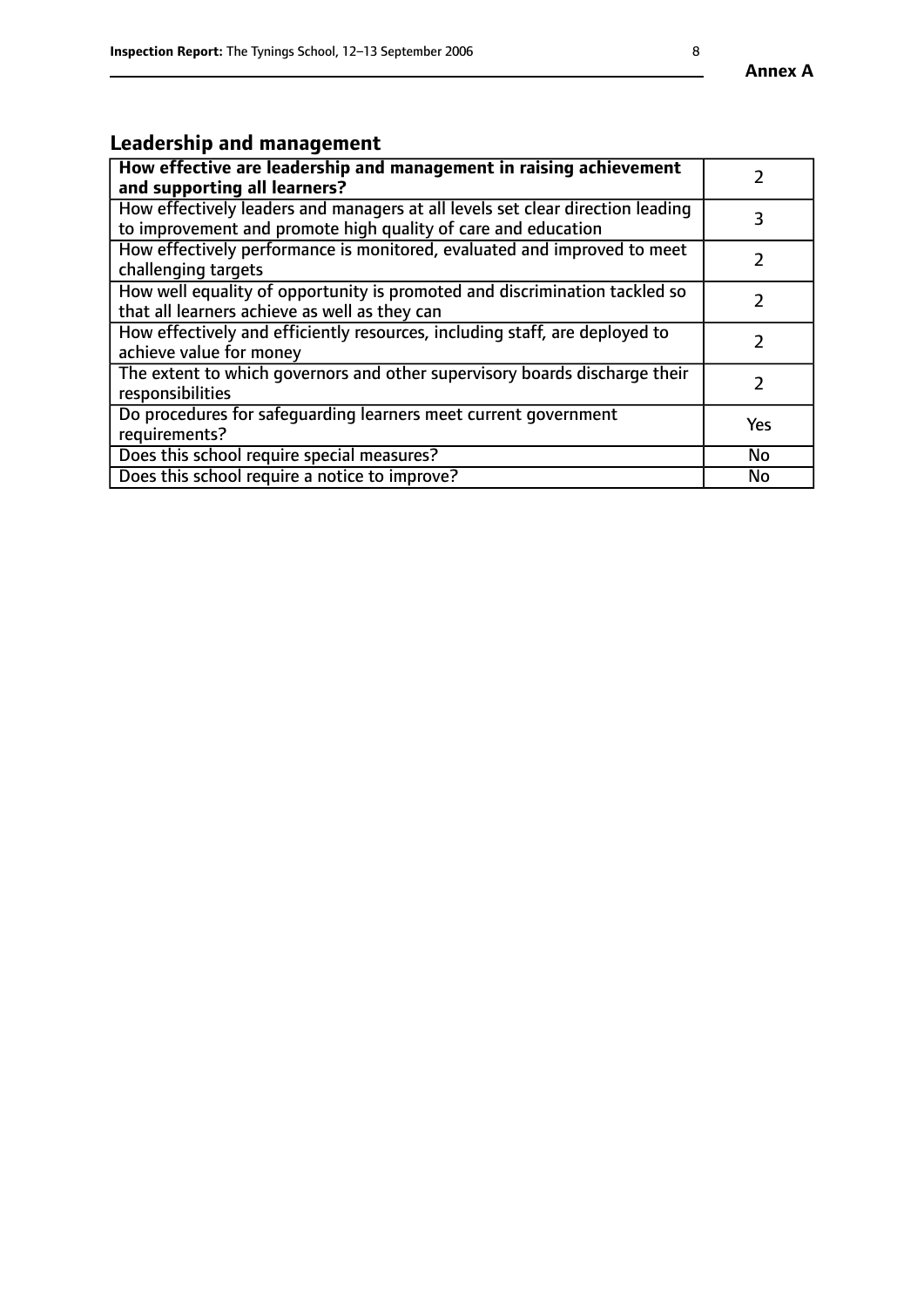## Leadership and management

| | |
|---|---|
| **How effective are leadership and management in raising achievement and supporting all learners?** | 2 |
| How effectively leaders and managers at all levels set clear direction leading to improvement and promote high quality of care and education | 3 |
| How effectively performance is monitored, evaluated and improved to meet challenging targets | 2 |
| How well equality of opportunity is promoted and discrimination tackled so that all learners achieve as well as they can | 2 |
| How effectively and efficiently resources, including staff, are deployed to achieve value for money | 2 |
| The extent to which governors and other supervisory boards discharge their responsibilities | 2 |
| Do procedures for safeguarding learners meet current government requirements? | Yes |
| Does this school require special measures? | No |
| Does this school require a notice to improve? | No |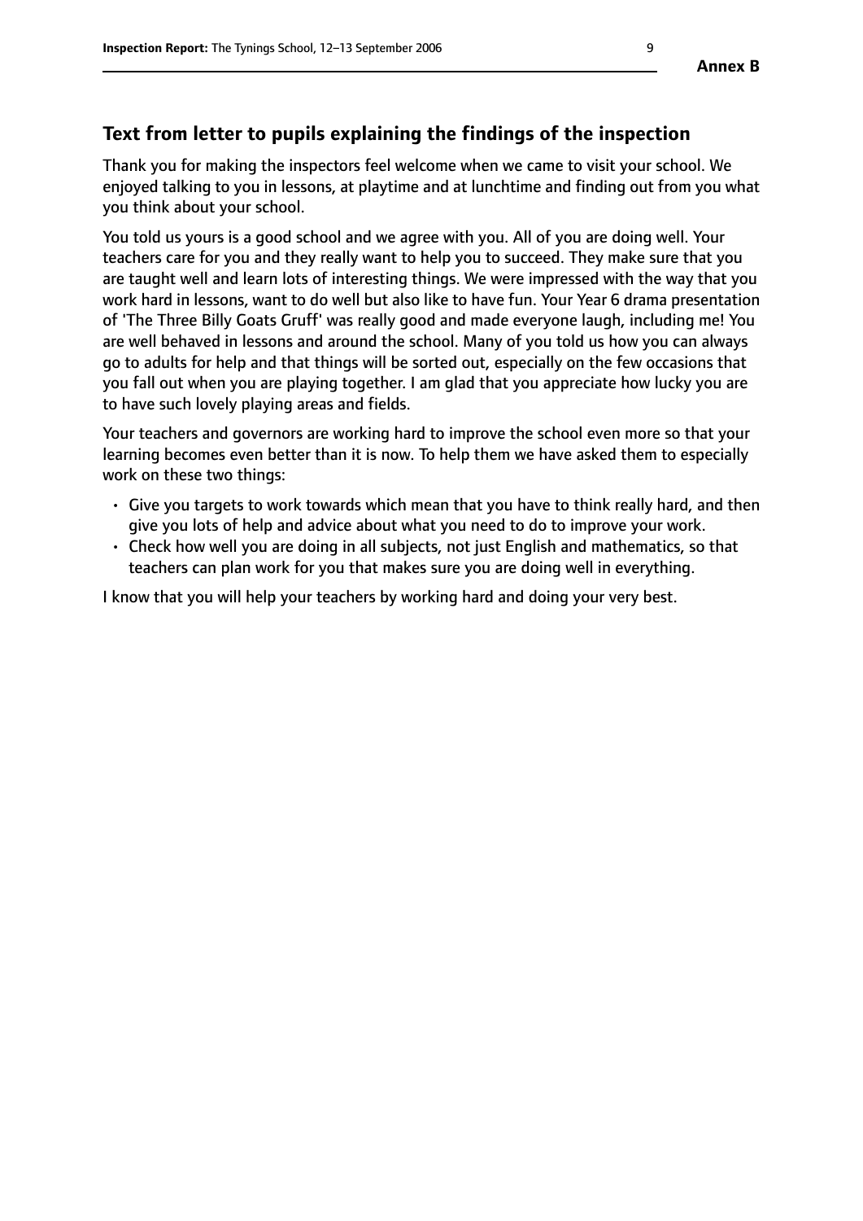## Text from letter to pupils explaining the findings of the inspection

Thank you for making the inspectors feel welcome when we came to visit your school. We enjoyed talking to you in lessons, at playtime and at lunchtime and finding out from you what you think about your school.

You told us yours is a good school and we agree with you. All of you are doing well. Your teachers care for you and they really want to help you to succeed. They make sure that you are taught well and learn lots of interesting things. We were impressed with the way that you work hard in lessons, want to do well but also like to have fun. Your Year 6 drama presentation of 'The Three Billy Goats Gruff' was really good and made everyone laugh, including me! You are well behaved in lessons and around the school. Many of you told us how you can always go to adults for help and that things will be sorted out, especially on the few occasions that you fall out when you are playing together. I am glad that you appreciate how lucky you are to have such lovely playing areas and fields.

Your teachers and governors are working hard to improve the school even more so that your learning becomes even better than it is now. To help them we have asked them to especially work on these two things:

- Give you targets to work towards which mean that you have to think really hard, and then give you lots of help and advice about what you need to do to improve your work.
- Check how well you are doing in all subjects, not just English and mathematics, so that teachers can plan work for you that makes sure you are doing well in everything.

I know that you will help your teachers by working hard and doing your very best.